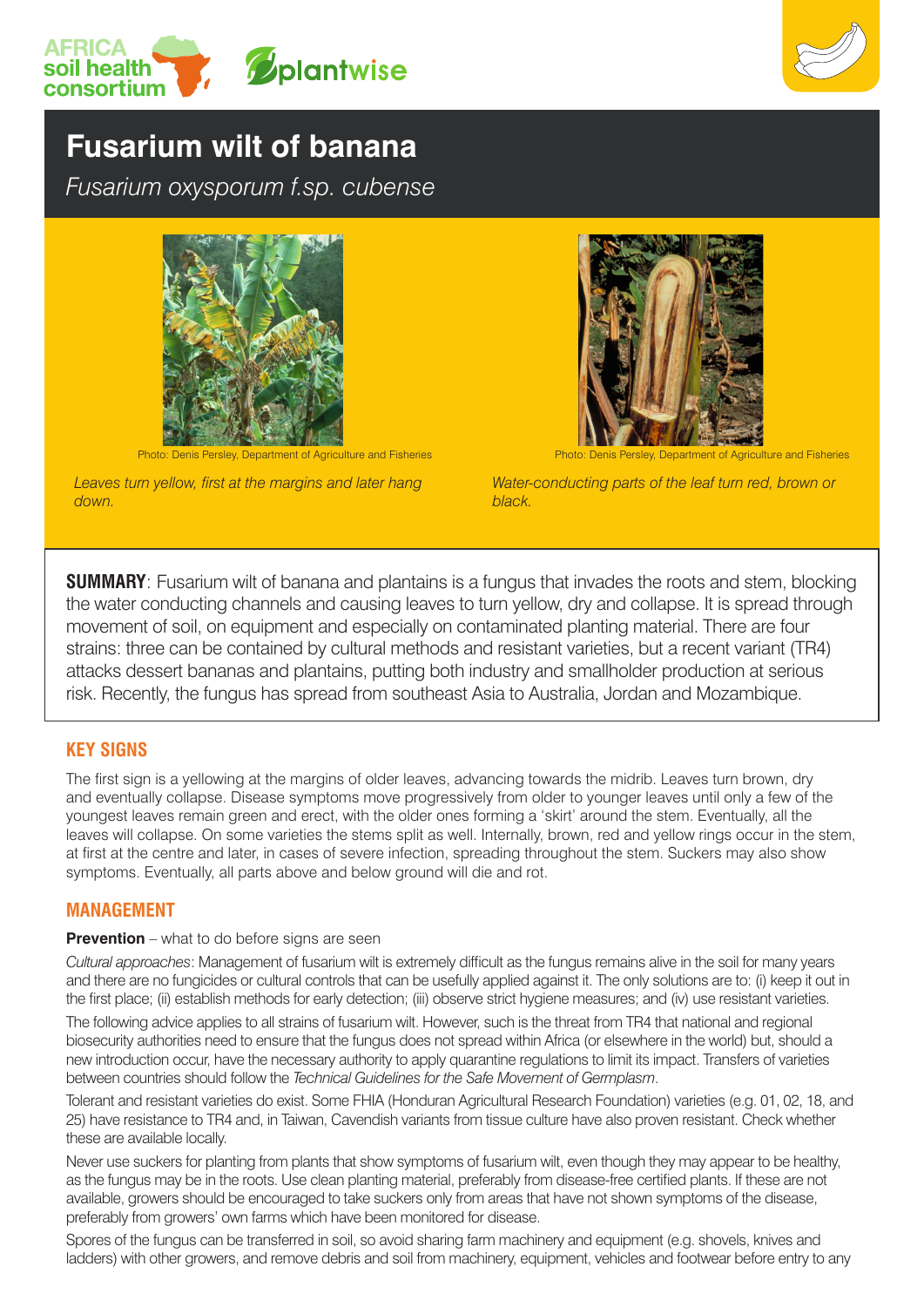# Fusarium wilt of banana

*Fusarium oxysporum f.sp. cubense*

Photo: Denis Persley, Department of Agriculture and Fisheries

*Leaves turn yellow, first at the margins and later hang down.*

Photo: Denis Persley, Department of Agriculture and Fisheries

*Water-conducting parts of the leaf turn red, brown or black.*

**SUMMARY**: Fusarium wilt of banana and plantains is a fungus that invades the roots and stem, blocking the water conducting channels and causing leaves to turn yellow, dry and collapse. It is spread through movement of soil, on equipment and especially on contaminated planting material. There are four strains: three can be contained by cultural methods and resistant varieties, but a recent variant (TR4) attacks dessert bananas and plantains, putting both industry and smallholder production at serious risk. Recently, the fungus has spread from southeast Asia to Australia, Jordan and Mozambique.

## KEY SIGNS

The first sign is a yellowing at the margins of older leaves, advancing towards the midrib. Leaves turn brown, dry and eventually collapse. Disease symptoms move progressively from older to younger leaves until only a few of the youngest leaves remain green and erect, with the older ones forming a 'skirt' around the stem. Eventually, all the leaves will collapse. On some varieties the stems split as well. Internally, brown, red and yellow rings occur in the stem, at first at the centre and later, in cases of severe infection, spreading throughout the stem. Suckers may also show symptoms. Eventually, all parts above and below ground will die and rot.

## MANAGEMENT

**Prevention** – what to do before signs are seen

*Cultural approaches*: Management of fusarium wilt is extremely difficult as the fungus remains alive in the soil for many years and there are no fungicides or cultural controls that can be usefully applied against it. The only solutions are to: (i) keep it out in the first place; (ii) establish methods for early detection; (iii) observe strict hygiene measures; and (iv) use resistant varieties.

The following advice applies to all strains of fusarium wilt. However, such is the threat from TR4 that national and regional biosecurity authorities need to ensure that the fungus does not spread within Africa (or elsewhere in the world) but, should a new introduction occur, have the necessary authority to apply quarantine regulations to limit its impact. Transfers of varieties between countries should follow the *Technical Guidelines for the Safe Movement of Germplasm*.

Tolerant and resistant varieties do exist. Some FHIA (Honduran Agricultural Research Foundation) varieties (e.g. 01, 02, 18, and 25) have resistance to TR4 and, in Taiwan, Cavendish variants from tissue culture have also proven resistant. Check whether these are available locally.

Never use suckers for planting from plants that show symptoms of fusarium wilt, even though they may appear to be healthy, as the fungus may be in the roots. Use clean planting material, preferably from disease-free certified plants. If these are not available, growers should be encouraged to take suckers only from areas that have not shown symptoms of the disease, preferably from growers' own farms which have been monitored for disease.

Spores of the fungus can be transferred in soil, so avoid sharing farm machinery and equipment (e.g. shovels, knives and ladders) with other growers, and remove debris and soil from machinery, equipment, vehicles and footwear before entry to any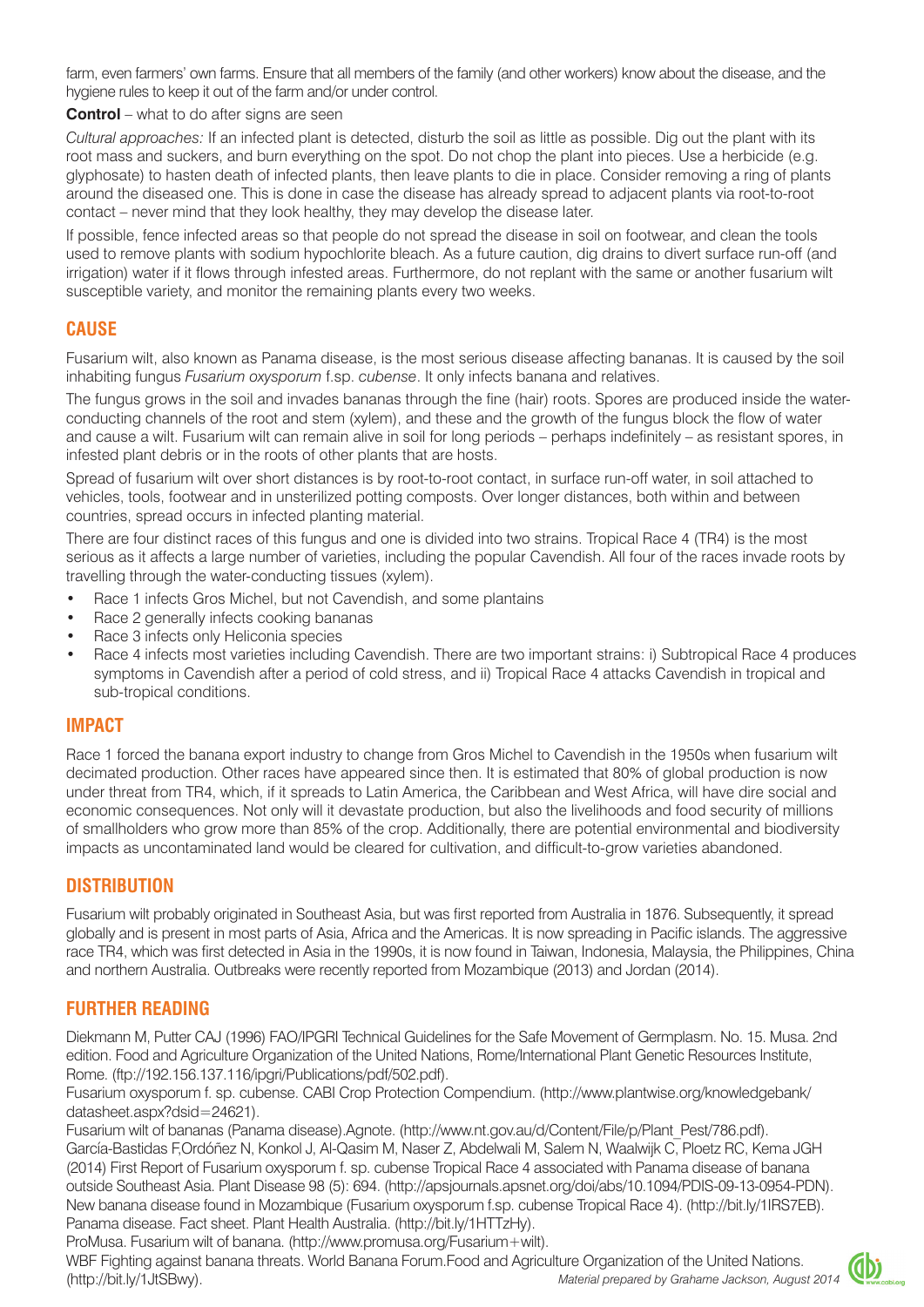farm, even farmers' own farms. Ensure that all members of the family (and other workers) know about the disease, and the hygiene rules to keep it out of the farm and/or under control.

**Control** – what to do after signs are seen

*Cultural approaches:* If an infected plant is detected, disturb the soil as little as possible. Dig out the plant with its root mass and suckers, and burn everything on the spot. Do not chop the plant into pieces. Use a herbicide (e.g. glyphosate) to hasten death of infected plants, then leave plants to die in place. Consider removing a ring of plants around the diseased one. This is done in case the disease has already spread to adjacent plants via root-to-root contact – never mind that they look healthy, they may develop the disease later.

If possible, fence infected areas so that people do not spread the disease in soil on footwear, and clean the tools used to remove plants with sodium hypochlorite bleach. As a future caution, dig drains to divert surface run-off (and irrigation) water if it flows through infested areas. Furthermore, do not replant with the same or another fusarium wilt susceptible variety, and monitor the remaining plants every two weeks.

## CAUSE

Fusarium wilt, also known as Panama disease, is the most serious disease affecting bananas. It is caused by the soil inhabiting fungus *Fusarium oxysporum* f.sp. *cubense*. It only infects banana and relatives.

The fungus grows in the soil and invades bananas through the fine (hair) roots. Spores are produced inside the water-conducting channels of the root and stem (xylem), and these and the growth of the fungus block the flow of water and cause a wilt. Fusarium wilt can remain alive in soil for long periods – perhaps indefinitely – as resistant spores, in infested plant debris or in the roots of other plants that are hosts.

Spread of fusarium wilt over short distances is by root-to-root contact, in surface run-off water, in soil attached to vehicles, tools, footwear and in unsterilized potting composts. Over longer distances, both within and between countries, spread occurs in infected planting material.

There are four distinct races of this fungus and one is divided into two strains. Tropical Race 4 (TR4) is the most serious as it affects a large number of varieties, including the popular Cavendish. All four of the races invade roots by travelling through the water-conducting tissues (xylem).

- Race 1 infects Gros Michel, but not Cavendish, and some plantains
- Race 2 generally infects cooking bananas
- Race 3 infects only Heliconia species
- Race 4 infects most varieties including Cavendish. There are two important strains: i) Subtropical Race 4 produces symptoms in Cavendish after a period of cold stress, and ii) Tropical Race 4 attacks Cavendish in tropical and sub-tropical conditions.

## IMPACT

Race 1 forced the banana export industry to change from Gros Michel to Cavendish in the 1950s when fusarium wilt decimated production. Other races have appeared since then. It is estimated that 80% of global production is now under threat from TR4, which, if it spreads to Latin America, the Caribbean and West Africa, will have dire social and economic consequences. Not only will it devastate production, but also the livelihoods and food security of millions of smallholders who grow more than 85% of the crop. Additionally, there are potential environmental and biodiversity impacts as uncontaminated land would be cleared for cultivation, and difficult-to-grow varieties abandoned.

## DISTRIBUTION

Fusarium wilt probably originated in Southeast Asia, but was first reported from Australia in 1876. Subsequently, it spread globally and is present in most parts of Asia, Africa and the Americas. It is now spreading in Pacific islands. The aggressive race TR4, which was first detected in Asia in the 1990s, it is now found in Taiwan, Indonesia, Malaysia, the Philippines, China and northern Australia. Outbreaks were recently reported from Mozambique (2013) and Jordan (2014).

## FURTHER READING

Diekmann M, Putter CAJ (1996) FAO/IPGRI Technical Guidelines for the Safe Movement of Germplasm. No. 15. Musa. 2nd edition. Food and Agriculture Organization of the United Nations, Rome/International Plant Genetic Resources Institute, Rome. (ftp://192.156.137.116/ipgri/Publications/pdf/502.pdf).

Fusarium oxysporum f. sp. cubense. CABI Crop Protection Compendium. (http://www.plantwise.org/knowledgebank/datasheet.aspx?dsid=24621).

Fusarium wilt of bananas (Panama disease).Agnote. (http://www.nt.gov.au/d/Content/File/p/Plant_Pest/786.pdf).

García-Bastidas F,Ordóñez N, Konkol J, Al-Qasim M, Naser Z, Abdelwali M, Salem N, Waalwijk C, Ploetz RC, Kema JGH (2014) First Report of Fusarium oxysporum f. sp. cubense Tropical Race 4 associated with Panama disease of banana outside Southeast Asia. Plant Disease 98 (5): 694. (http://apsjournals.apsnet.org/doi/abs/10.1094/PDIS-09-13-0954-PDN).

New banana disease found in Mozambique (Fusarium oxysporum f.sp. cubense Tropical Race 4). (http://bit.ly/1IRS7EB).

Panama disease. Fact sheet. Plant Health Australia. (http://bit.ly/1HTTzHy).

ProMusa. Fusarium wilt of banana. (http://www.promusa.org/Fusarium+wilt).

WBF Fighting against banana threats. World Banana Forum.Food and Agriculture Organization of the United Nations. (http://bit.ly/1JtSBwy).

*Material prepared by Grahame Jackson, August 2014*